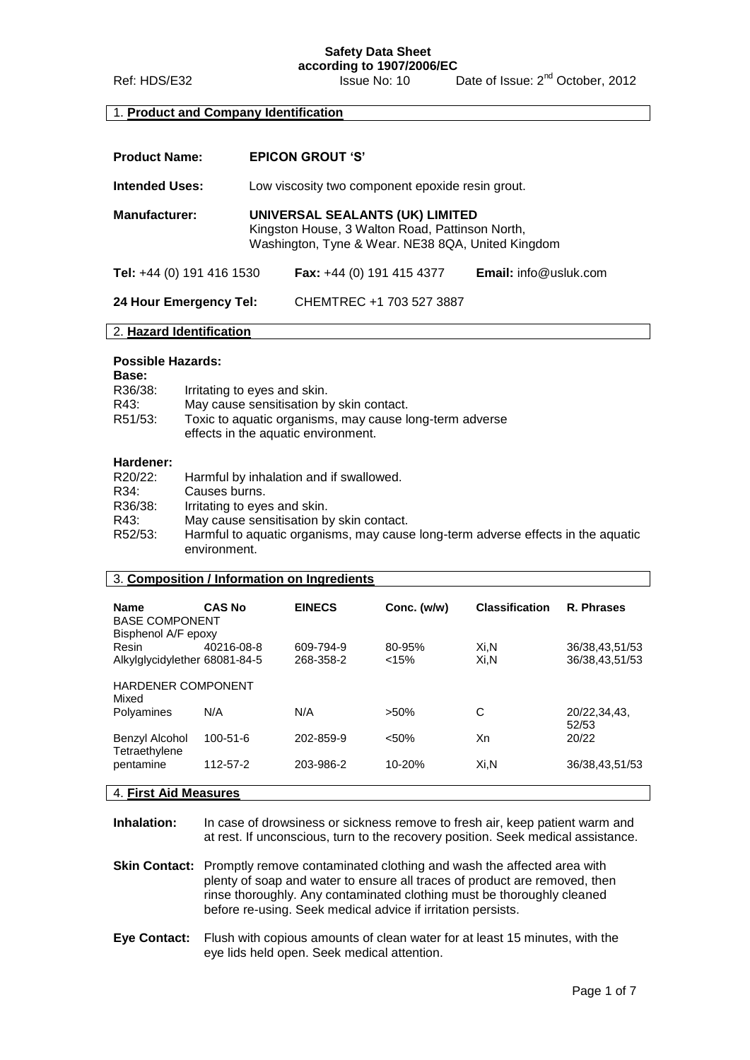**Safety Data Sheet**
**according to 1907/2006/EC**

Ref: HDS/E32 Issue No: 10 Date of Issue: 2nd October, 2012

## 1. Product and Company Identification

**Product Name:** **EPICON GROUT 'S'**

**Intended Uses:** Low viscosity two component epoxide resin grout.

**Manufacturer:** **UNIVERSAL SEALANTS (UK) LIMITED**
Kingston House, 3 Walton Road, Pattinson North,
Washington, Tyne & Wear. NE38 8QA, United Kingdom

**Tel:** +44 (0) 191 416 1530 **Fax:** +44 (0) 191 415 4377 **Email:** info@usluk.com

**24 Hour Emergency Tel:** CHEMTREC +1 703 527 3887

## 2. Hazard Identification

**Possible Hazards:**

**Base:**

R36/38: Irritating to eyes and skin.
R43: May cause sensitisation by skin contact.
R51/53: Toxic to aquatic organisms, may cause long-term adverse effects in the aquatic environment.

**Hardener:**

R20/22: Harmful by inhalation and if swallowed.
R34: Causes burns.
R36/38: Irritating to eyes and skin.
R43: May cause sensitisation by skin contact.
R52/53: Harmful to aquatic organisms, may cause long-term adverse effects in the aquatic environment.

## 3. Composition / Information on Ingredients

| Name | CAS No | EINECS | Conc. (w/w) | Classification | R. Phrases |
|---|---|---|---|---|---|
| BASE COMPONENT | | | | | |
| Bisphenol A/F epoxy Resin | 40216-08-8 | 609-794-9 | 80-95% | Xi,N | 36/38,43,51/53 |
| Alkylglycidylether | 68081-84-5 | 268-358-2 | <15% | Xi,N | 36/38,43,51/53 |
| HARDENER COMPONENT | | | | | |
| Mixed Polyamines | N/A | N/A | >50% | C | 20/22,34,43, 52/53 |
| Benzyl Alcohol | 100-51-6 | 202-859-9 | <50% | Xn | 20/22 |
| Tetraethylene pentamine | 112-57-2 | 203-986-2 | 10-20% | Xi,N | 36/38,43,51/53 |

## 4. First Aid Measures

**Inhalation:** In case of drowsiness or sickness remove to fresh air, keep patient warm and at rest. If unconscious, turn to the recovery position. Seek medical assistance.

**Skin Contact:** Promptly remove contaminated clothing and wash the affected area with plenty of soap and water to ensure all traces of product are removed, then rinse thoroughly. Any contaminated clothing must be thoroughly cleaned before re-using. Seek medical advice if irritation persists.

**Eye Contact:** Flush with copious amounts of clean water for at least 15 minutes, with the eye lids held open. Seek medical attention.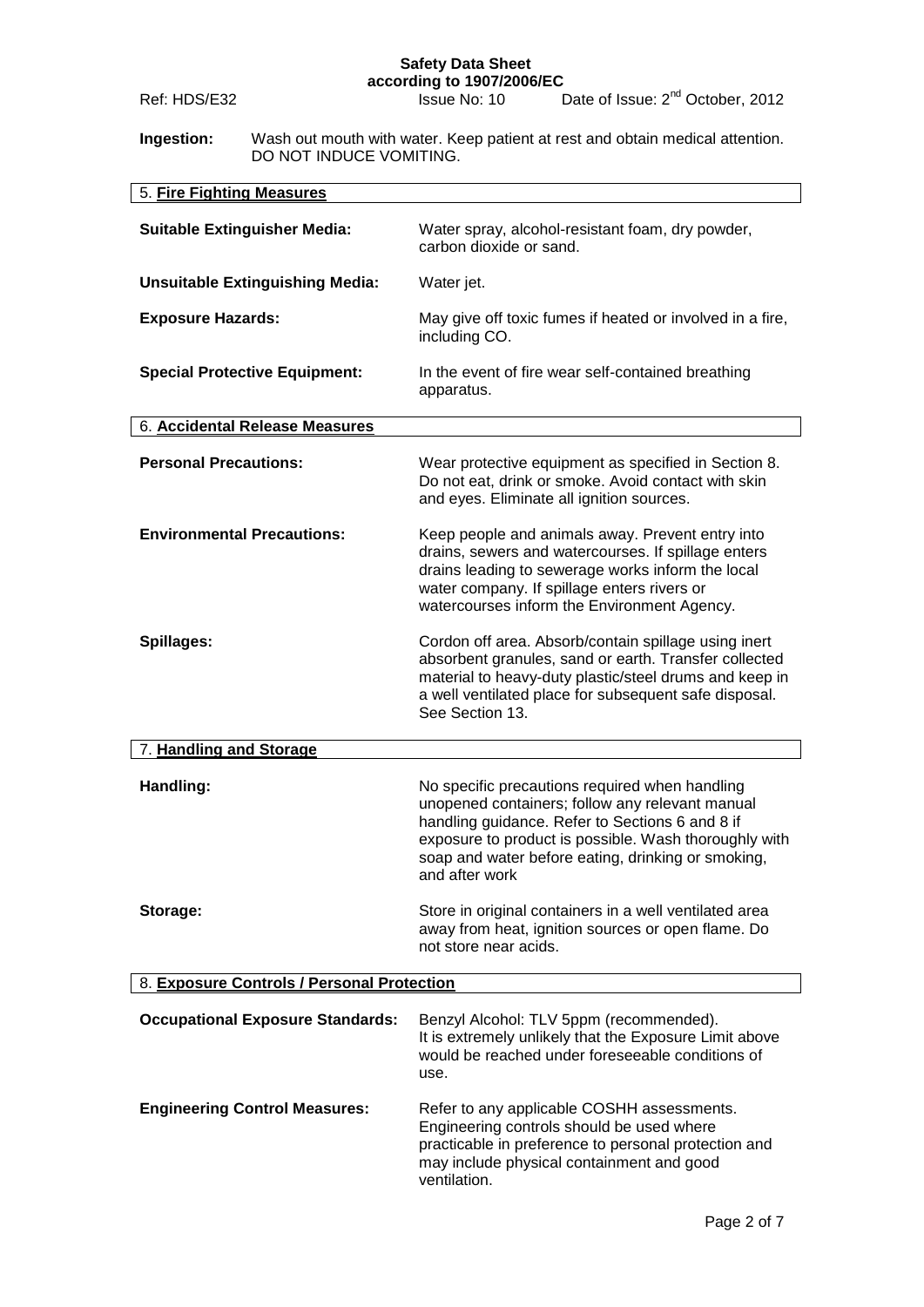**Ingestion:** Wash out mouth with water. Keep patient at rest and obtain medical attention. DO NOT INDUCE VOMITING.

## 5. Fire Fighting Measures

**Suitable Extinguisher Media:** Water spray, alcohol-resistant foam, dry powder, carbon dioxide or sand.

**Unsuitable Extinguishing Media:** Water jet.

**Exposure Hazards:** May give off toxic fumes if heated or involved in a fire, including CO.

**Special Protective Equipment:** In the event of fire wear self-contained breathing apparatus.

## 6. Accidental Release Measures

**Personal Precautions:** Wear protective equipment as specified in Section 8. Do not eat, drink or smoke. Avoid contact with skin and eyes. Eliminate all ignition sources.

**Environmental Precautions:** Keep people and animals away. Prevent entry into drains, sewers and watercourses. If spillage enters drains leading to sewerage works inform the local water company. If spillage enters rivers or watercourses inform the Environment Agency.

**Spillages:** Cordon off area. Absorb/contain spillage using inert absorbent granules, sand or earth. Transfer collected material to heavy-duty plastic/steel drums and keep in a well ventilated place for subsequent safe disposal. See Section 13.

## 7. Handling and Storage

**Handling:** No specific precautions required when handling unopened containers; follow any relevant manual handling guidance. Refer to Sections 6 and 8 if exposure to product is possible. Wash thoroughly with soap and water before eating, drinking or smoking, and after work

**Storage:** Store in original containers in a well ventilated area away from heat, ignition sources or open flame. Do not store near acids.

## 8. Exposure Controls / Personal Protection

**Occupational Exposure Standards:** Benzyl Alcohol: TLV 5ppm (recommended). It is extremely unlikely that the Exposure Limit above would be reached under foreseeable conditions of use.

**Engineering Control Measures:** Refer to any applicable COSHH assessments. Engineering controls should be used where practicable in preference to personal protection and may include physical containment and good ventilation.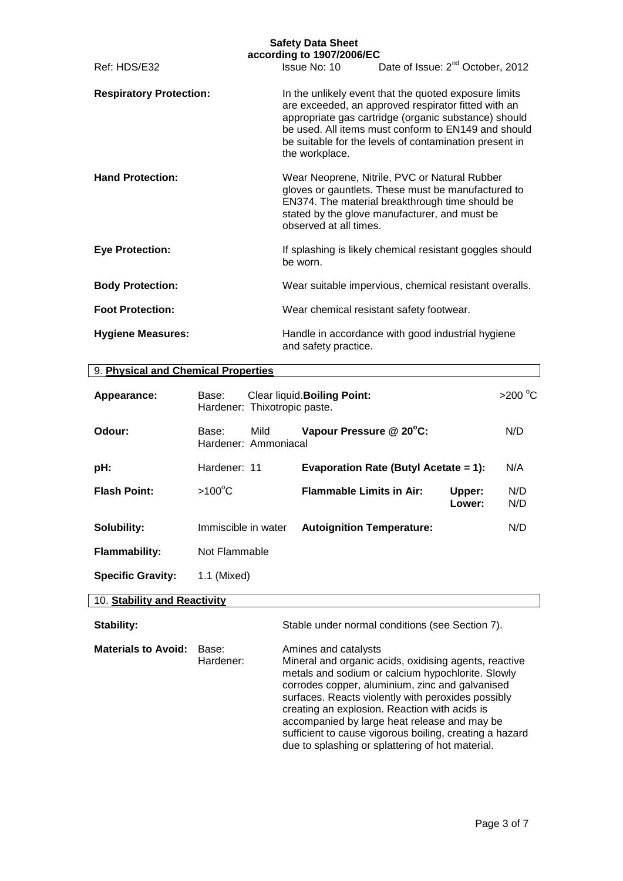**Respiratory Protection:** In the unlikely event that the quoted exposure limits are exceeded, an approved respirator fitted with an appropriate gas cartridge (organic substance) should be used. All items must conform to EN149 and should be suitable for the levels of contamination present in the workplace.

**Hand Protection:** Wear Neoprene, Nitrile, PVC or Natural Rubber gloves or gauntlets. These must be manufactured to EN374. The material breakthrough time should be stated by the glove manufacturer, and must be observed at all times.

**Eye Protection:** If splashing is likely chemical resistant goggles should be worn.

**Body Protection:** Wear suitable impervious, chemical resistant overalls.

**Foot Protection:** Wear chemical resistant safety footwear.

**Hygiene Measures:** Handle in accordance with good industrial hygiene and safety practice.

## 9. Physical and Chemical Properties

| | | | | |
|---|---|---|---|---|
| **Appearance:** | Base: Clear liquid.<br>Hardener: Thixotropic paste. | **Boiling Point:** | | >200 °C |
| **Odour:** | Base: Mild<br>Hardener: Ammoniacal | **Vapour Pressure @ 20°C:** | | N/D |
| **pH:** | Hardener: 11 | **Evaporation Rate (Butyl Acetate = 1):** | | N/A |
| **Flash Point:** | >100°C | **Flammable Limits in Air:** | **Upper:**<br>**Lower:** | N/D<br>N/D |
| **Solubility:** | Immiscible in water | **Autoignition Temperature:** | | N/D |
| **Flammability:** | Not Flammable | | | |
| **Specific Gravity:** | 1.1 (Mixed) | | | |

## 10. Stability and Reactivity

**Stability:** Stable under normal conditions (see Section 7).

**Materials to Avoid:**

Base: Amines and catalysts

Hardener: Mineral and organic acids, oxidising agents, reactive metals and sodium or calcium hypochlorite. Slowly corrodes copper, aluminium, zinc and galvanised surfaces. Reacts violently with peroxides possibly creating an explosion. Reaction with acids is accompanied by large heat release and may be sufficient to cause vigorous boiling, creating a hazard due to splashing or splattering of hot material.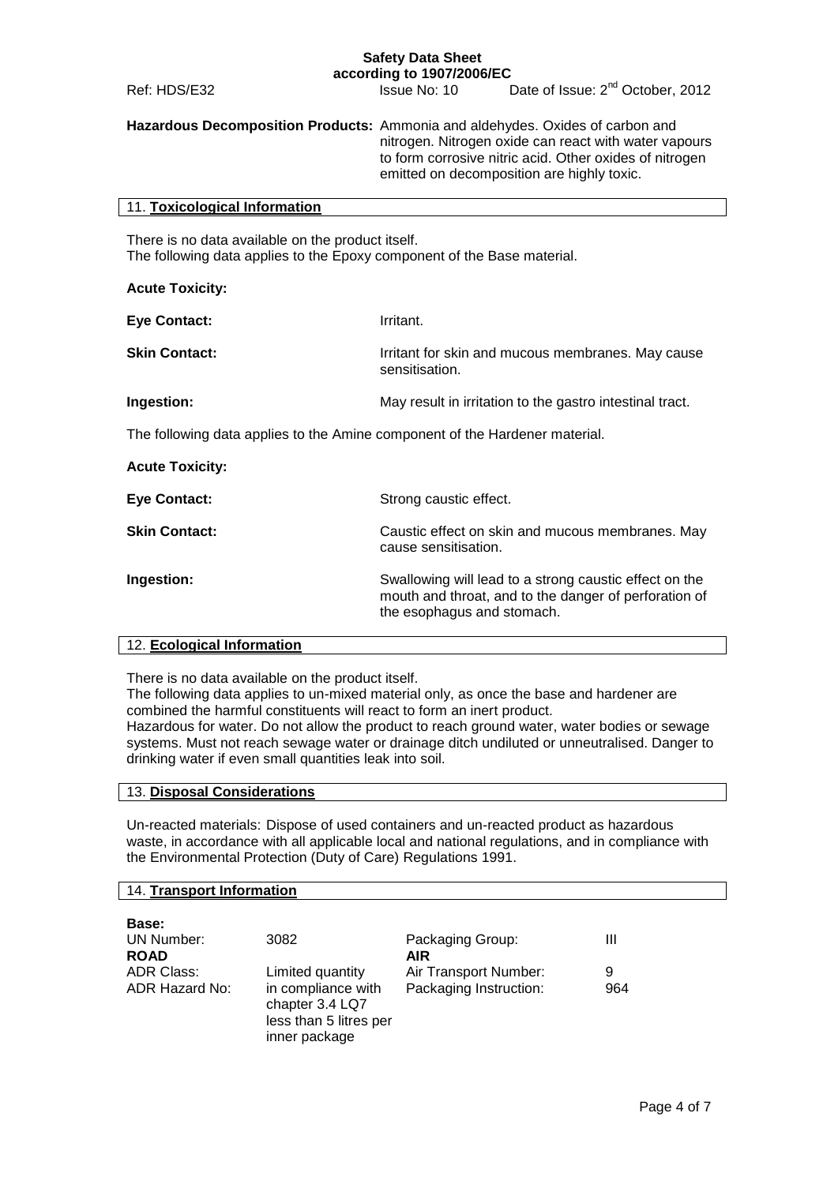**Hazardous Decomposition Products:** Ammonia and aldehydes. Oxides of carbon and nitrogen. Nitrogen oxide can react with water vapours to form corrosive nitric acid. Other oxides of nitrogen emitted on decomposition are highly toxic.

## 11. Toxicological Information

There is no data available on the product itself.
The following data applies to the Epoxy component of the Base material.

**Acute Toxicity:**

**Eye Contact:** Irritant.

**Skin Contact:** Irritant for skin and mucous membranes. May cause sensitisation.

**Ingestion:** May result in irritation to the gastro intestinal tract.

The following data applies to the Amine component of the Hardener material.

**Acute Toxicity:**

**Eye Contact:** Strong caustic effect.

**Skin Contact:** Caustic effect on skin and mucous membranes. May cause sensitisation.

**Ingestion:** Swallowing will lead to a strong caustic effect on the mouth and throat, and to the danger of perforation of the esophagus and stomach.

## 12. Ecological Information

There is no data available on the product itself.
The following data applies to un-mixed material only, as once the base and hardener are combined the harmful constituents will react to form an inert product.
Hazardous for water. Do not allow the product to reach ground water, water bodies or sewage systems. Must not reach sewage water or drainage ditch undiluted or unneutralised. Danger to drinking water if even small quantities leak into soil.

## 13. Disposal Considerations

Un-reacted materials: Dispose of used containers and un-reacted product as hazardous waste, in accordance with all applicable local and national regulations, and in compliance with the Environmental Protection (Duty of Care) Regulations 1991.

## 14. Transport Information

**Base:**

| | | | |
|---|---|---|---|
| UN Number: | 3082 | Packaging Group: | III |
| **ROAD** | | **AIR** | |
| ADR Class: | Limited quantity | Air Transport Number: | 9 |
| ADR Hazard No: | in compliance with chapter 3.4 LQ7 less than 5 litres per inner package | Packaging Instruction: | 964 |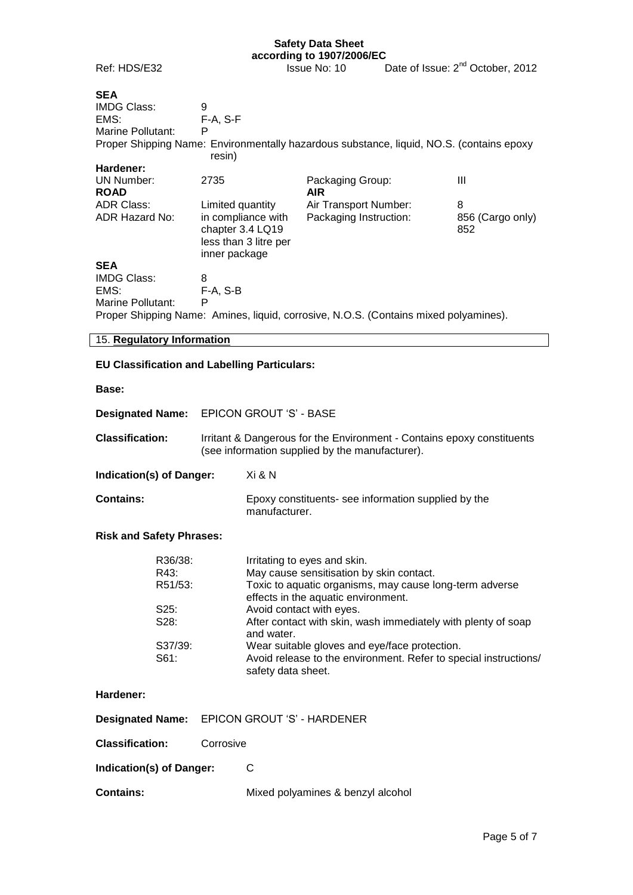**SEA**

| | |
|---|---|
| IMDG Class: | 9 |
| EMS: | F-A, S-F |
| Marine Pollutant: | P |

Proper Shipping Name: Environmentally hazardous substance, liquid, NO.S. (contains epoxy resin)

**Hardener:**

| | | | |
|---|---|---|---|
| UN Number: | 2735 | Packaging Group: | III |
| **ROAD** | | **AIR** | |
| ADR Class: | Limited quantity | Air Transport Number: | 8 |
| ADR Hazard No: | in compliance with chapter 3.4 LQ19 less than 3 litre per inner package | Packaging Instruction: | 856 (Cargo only) 852 |

**SEA**

| | |
|---|---|
| IMDG Class: | 8 |
| EMS: | F-A, S-B |
| Marine Pollutant: | P |

Proper Shipping Name: Amines, liquid, corrosive, N.O.S. (Contains mixed polyamines).

## 15. Regulatory Information

**EU Classification and Labelling Particulars:**

**Base:**

**Designated Name:** EPICON GROUT 'S' - BASE

**Classification:** Irritant & Dangerous for the Environment - Contains epoxy constituents (see information supplied by the manufacturer).

**Indication(s) of Danger:** Xi & N

**Contains:** Epoxy constituents- see information supplied by the manufacturer.

**Risk and Safety Phrases:**

| | |
|---|---|
| R36/38: | Irritating to eyes and skin. |
| R43: | May cause sensitisation by skin contact. |
| R51/53: | Toxic to aquatic organisms, may cause long-term adverse effects in the aquatic environment. |
| S25: | Avoid contact with eyes. |
| S28: | After contact with skin, wash immediately with plenty of soap and water. |
| S37/39: | Wear suitable gloves and eye/face protection. |
| S61: | Avoid release to the environment. Refer to special instructions/ safety data sheet. |

**Hardener:**

**Designated Name:** EPICON GROUT 'S' - HARDENER

**Classification:** Corrosive

**Indication(s) of Danger:** C

**Contains:** Mixed polyamines & benzyl alcohol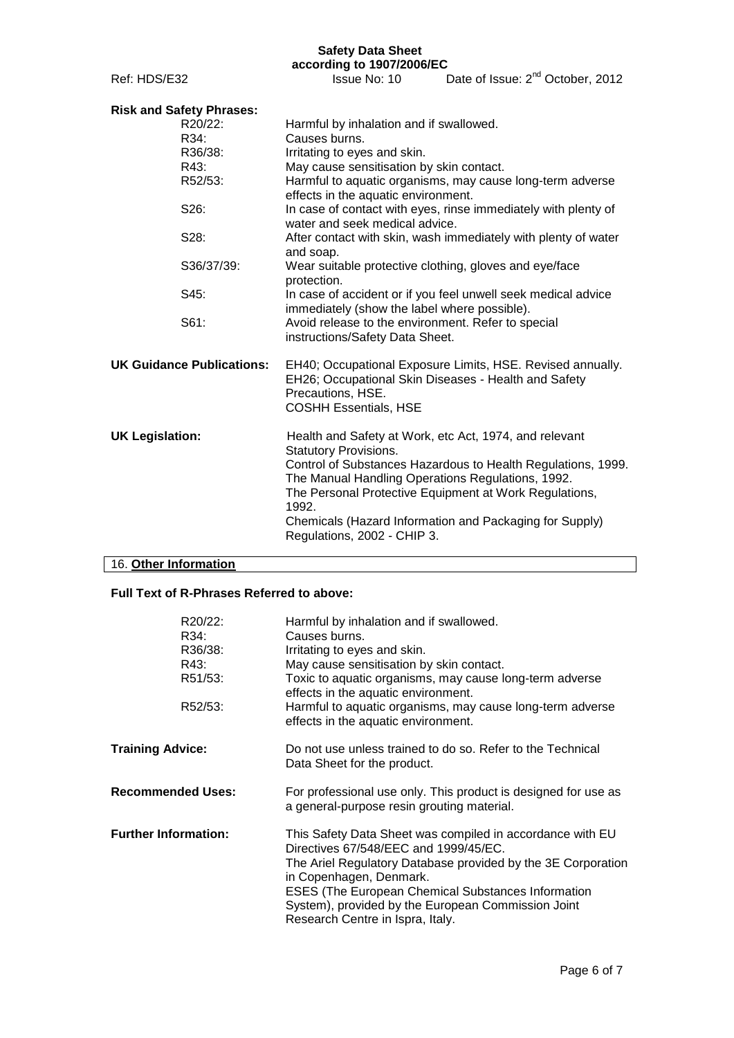**Risk and Safety Phrases:**

| | |
|---|---|
| R20/22: | Harmful by inhalation and if swallowed. |
| R34: | Causes burns. |
| R36/38: | Irritating to eyes and skin. |
| R43: | May cause sensitisation by skin contact. |
| R52/53: | Harmful to aquatic organisms, may cause long-term adverse effects in the aquatic environment. |
| S26: | In case of contact with eyes, rinse immediately with plenty of water and seek medical advice. |
| S28: | After contact with skin, wash immediately with plenty of water and soap. |
| S36/37/39: | Wear suitable protective clothing, gloves and eye/face protection. |
| S45: | In case of accident or if you feel unwell seek medical advice immediately (show the label where possible). |
| S61: | Avoid release to the environment. Refer to special instructions/Safety Data Sheet. |

**UK Guidance Publications:** EH40; Occupational Exposure Limits, HSE. Revised annually. EH26; Occupational Skin Diseases - Health and Safety Precautions, HSE. COSHH Essentials, HSE

**UK Legislation:** Health and Safety at Work, etc Act, 1974, and relevant Statutory Provisions. Control of Substances Hazardous to Health Regulations, 1999. The Manual Handling Operations Regulations, 1992. The Personal Protective Equipment at Work Regulations, 1992. Chemicals (Hazard Information and Packaging for Supply) Regulations, 2002 - CHIP 3.

## 16. Other Information

**Full Text of R-Phrases Referred to above:**

| | |
|---|---|
| R20/22: | Harmful by inhalation and if swallowed. |
| R34: | Causes burns. |
| R36/38: | Irritating to eyes and skin. |
| R43: | May cause sensitisation by skin contact. |
| R51/53: | Toxic to aquatic organisms, may cause long-term adverse effects in the aquatic environment. |
| R52/53: | Harmful to aquatic organisms, may cause long-term adverse effects in the aquatic environment. |

**Training Advice:** Do not use unless trained to do so. Refer to the Technical Data Sheet for the product.

**Recommended Uses:** For professional use only. This product is designed for use as a general-purpose resin grouting material.

**Further Information:** This Safety Data Sheet was compiled in accordance with EU Directives 67/548/EEC and 1999/45/EC. The Ariel Regulatory Database provided by the 3E Corporation in Copenhagen, Denmark. ESES (The European Chemical Substances Information System), provided by the European Commission Joint Research Centre in Ispra, Italy.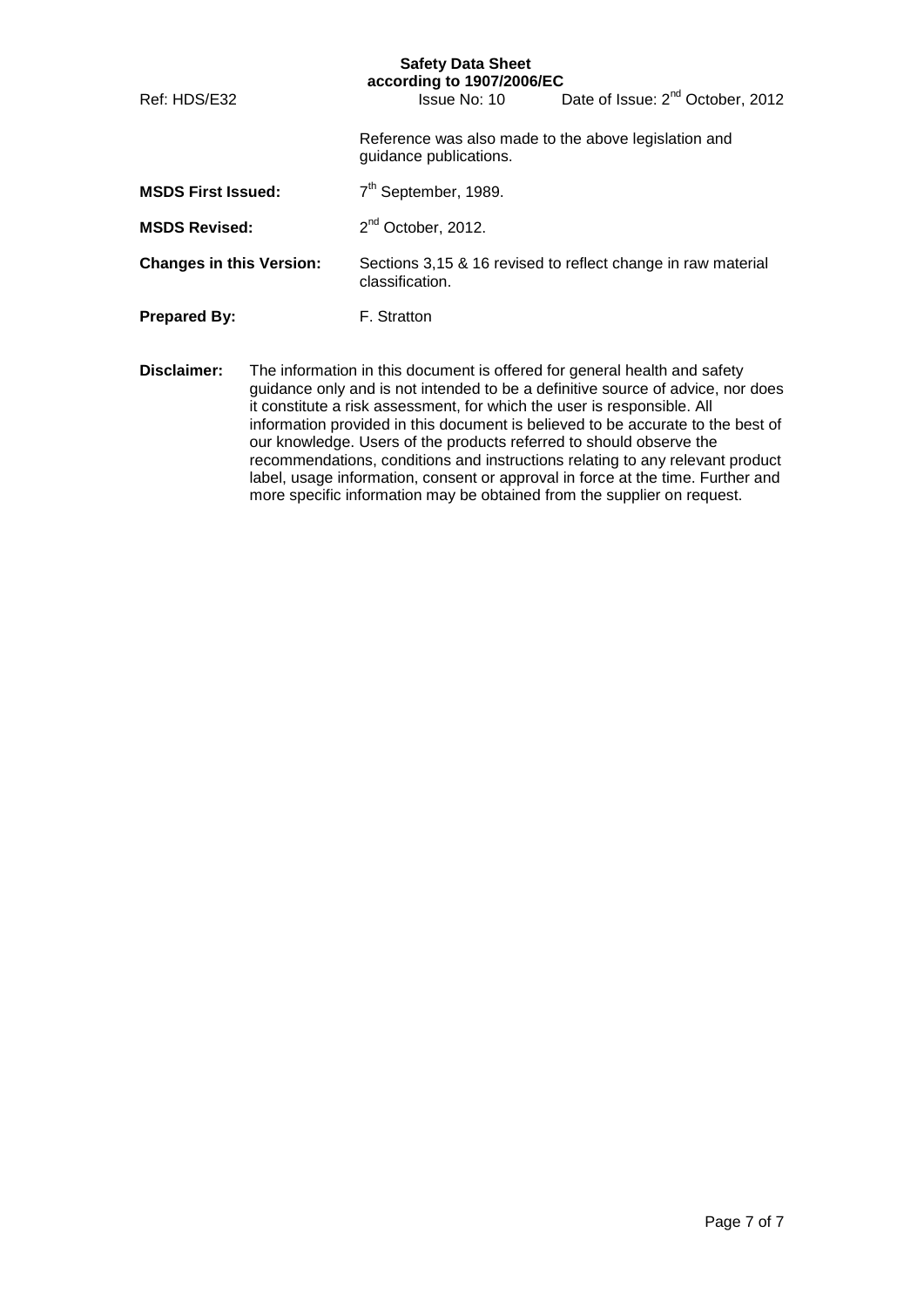Reference was also made to the above legislation and guidance publications.

**MSDS First Issued:** 7th September, 1989.

**MSDS Revised:** 2nd October, 2012.

**Changes in this Version:** Sections 3,15 & 16 revised to reflect change in raw material classification.

**Prepared By:** F. Stratton

**Disclaimer:** The information in this document is offered for general health and safety guidance only and is not intended to be a definitive source of advice, nor does it constitute a risk assessment, for which the user is responsible. All information provided in this document is believed to be accurate to the best of our knowledge. Users of the products referred to should observe the recommendations, conditions and instructions relating to any relevant product label, usage information, consent or approval in force at the time. Further and more specific information may be obtained from the supplier on request.